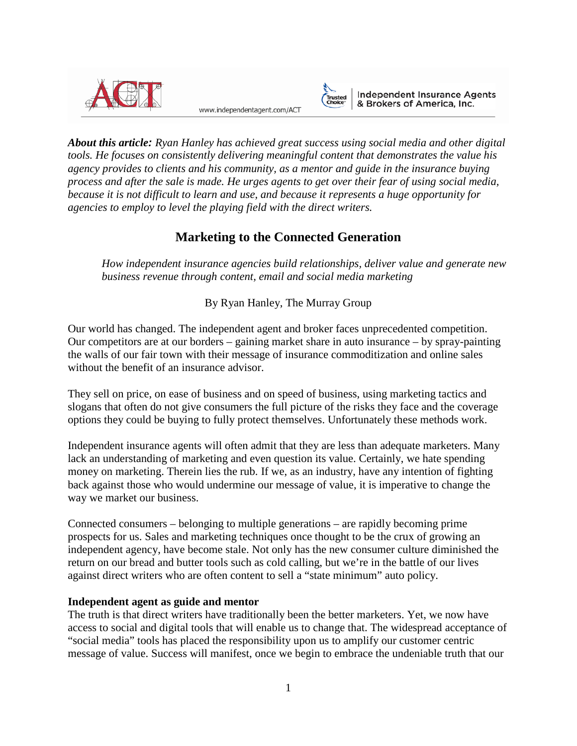***About this article:*** *Ryan Hanley has achieved great success using social media and other digital tools. He focuses on consistently delivering meaningful content that demonstrates the value his agency provides to clients and his community, as a mentor and guide in the insurance buying process and after the sale is made. He urges agents to get over their fear of using social media, because it is not difficult to learn and use, and because it represents a huge opportunity for agencies to employ to level the playing field with the direct writers.*

# Marketing to the Connected Generation

*How independent insurance agencies build relationships, deliver value and generate new business revenue through content, email and social media marketing*

By Ryan Hanley, The Murray Group

Our world has changed. The independent agent and broker faces unprecedented competition. Our competitors are at our borders – gaining market share in auto insurance – by spray-painting the walls of our fair town with their message of insurance commoditization and online sales without the benefit of an insurance advisor.

They sell on price, on ease of business and on speed of business, using marketing tactics and slogans that often do not give consumers the full picture of the risks they face and the coverage options they could be buying to fully protect themselves. Unfortunately these methods work.

Independent insurance agents will often admit that they are less than adequate marketers. Many lack an understanding of marketing and even question its value. Certainly, we hate spending money on marketing. Therein lies the rub. If we, as an industry, have any intention of fighting back against those who would undermine our message of value, it is imperative to change the way we market our business.

Connected consumers – belonging to multiple generations – are rapidly becoming prime prospects for us. Sales and marketing techniques once thought to be the crux of growing an independent agency, have become stale. Not only has the new consumer culture diminished the return on our bread and butter tools such as cold calling, but we're in the battle of our lives against direct writers who are often content to sell a "state minimum" auto policy.

**Independent agent as guide and mentor**

The truth is that direct writers have traditionally been the better marketers. Yet, we now have access to social and digital tools that will enable us to change that. The widespread acceptance of "social media" tools has placed the responsibility upon us to amplify our customer centric message of value. Success will manifest, once we begin to embrace the undeniable truth that our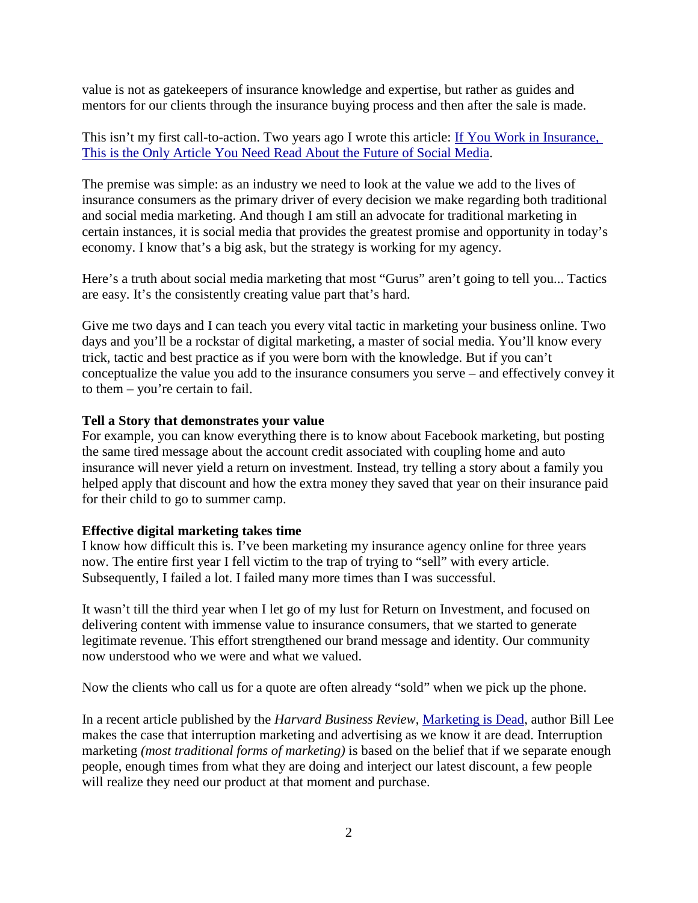value is not as gatekeepers of insurance knowledge and expertise, but rather as guides and mentors for our clients through the insurance buying process and then after the sale is made.

This isn't my first call-to-action. Two years ago I wrote this article: [If You Work in Insurance, This is the Only Article You Need Read About the Future of Social Media]().

The premise was simple: as an industry we need to look at the value we add to the lives of insurance consumers as the primary driver of every decision we make regarding both traditional and social media marketing. And though I am still an advocate for traditional marketing in certain instances, it is social media that provides the greatest promise and opportunity in today's economy. I know that's a big ask, but the strategy is working for my agency.

Here's a truth about social media marketing that most "Gurus" aren't going to tell you... Tactics are easy. It's the consistently creating value part that's hard.

Give me two days and I can teach you every vital tactic in marketing your business online. Two days and you'll be a rockstar of digital marketing, a master of social media. You'll know every trick, tactic and best practice as if you were born with the knowledge. But if you can't conceptualize the value you add to the insurance consumers you serve – and effectively convey it to them – you're certain to fail.

**Tell a Story that demonstrates your value**

For example, you can know everything there is to know about Facebook marketing, but posting the same tired message about the account credit associated with coupling home and auto insurance will never yield a return on investment. Instead, try telling a story about a family you helped apply that discount and how the extra money they saved that year on their insurance paid for their child to go to summer camp.

**Effective digital marketing takes time**

I know how difficult this is. I've been marketing my insurance agency online for three years now. The entire first year I fell victim to the trap of trying to "sell" with every article. Subsequently, I failed a lot. I failed many more times than I was successful.

It wasn't till the third year when I let go of my lust for Return on Investment, and focused on delivering content with immense value to insurance consumers, that we started to generate legitimate revenue. This effort strengthened our brand message and identity. Our community now understood who we were and what we valued.

Now the clients who call us for a quote are often already "sold" when we pick up the phone.

In a recent article published by the *Harvard Business Review*, [Marketing is Dead](), author Bill Lee makes the case that interruption marketing and advertising as we know it are dead. Interruption marketing *(most traditional forms of marketing)* is based on the belief that if we separate enough people, enough times from what they are doing and interject our latest discount, a few people will realize they need our product at that moment and purchase.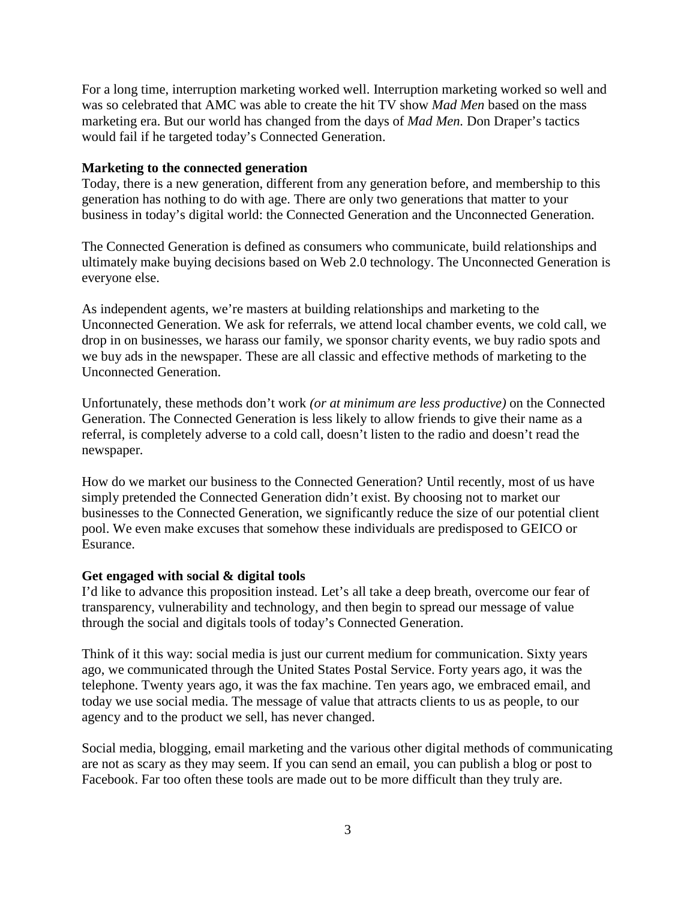For a long time, interruption marketing worked well. Interruption marketing worked so well and was so celebrated that AMC was able to create the hit TV show *Mad Men* based on the mass marketing era. But our world has changed from the days of *Mad Men.* Don Draper's tactics would fail if he targeted today's Connected Generation.

**Marketing to the connected generation**

Today, there is a new generation, different from any generation before, and membership to this generation has nothing to do with age. There are only two generations that matter to your business in today's digital world: the Connected Generation and the Unconnected Generation.

The Connected Generation is defined as consumers who communicate, build relationships and ultimately make buying decisions based on Web 2.0 technology. The Unconnected Generation is everyone else.

As independent agents, we're masters at building relationships and marketing to the Unconnected Generation. We ask for referrals, we attend local chamber events, we cold call, we drop in on businesses, we harass our family, we sponsor charity events, we buy radio spots and we buy ads in the newspaper. These are all classic and effective methods of marketing to the Unconnected Generation.

Unfortunately, these methods don't work *(or at minimum are less productive)* on the Connected Generation. The Connected Generation is less likely to allow friends to give their name as a referral, is completely adverse to a cold call, doesn't listen to the radio and doesn't read the newspaper.

How do we market our business to the Connected Generation? Until recently, most of us have simply pretended the Connected Generation didn't exist. By choosing not to market our businesses to the Connected Generation, we significantly reduce the size of our potential client pool. We even make excuses that somehow these individuals are predisposed to GEICO or Esurance.

**Get engaged with social & digital tools**

I'd like to advance this proposition instead. Let's all take a deep breath, overcome our fear of transparency, vulnerability and technology, and then begin to spread our message of value through the social and digitals tools of today's Connected Generation.

Think of it this way: social media is just our current medium for communication. Sixty years ago, we communicated through the United States Postal Service. Forty years ago, it was the telephone. Twenty years ago, it was the fax machine. Ten years ago, we embraced email, and today we use social media. The message of value that attracts clients to us as people, to our agency and to the product we sell, has never changed.

Social media, blogging, email marketing and the various other digital methods of communicating are not as scary as they may seem. If you can send an email, you can publish a blog or post to Facebook. Far too often these tools are made out to be more difficult than they truly are.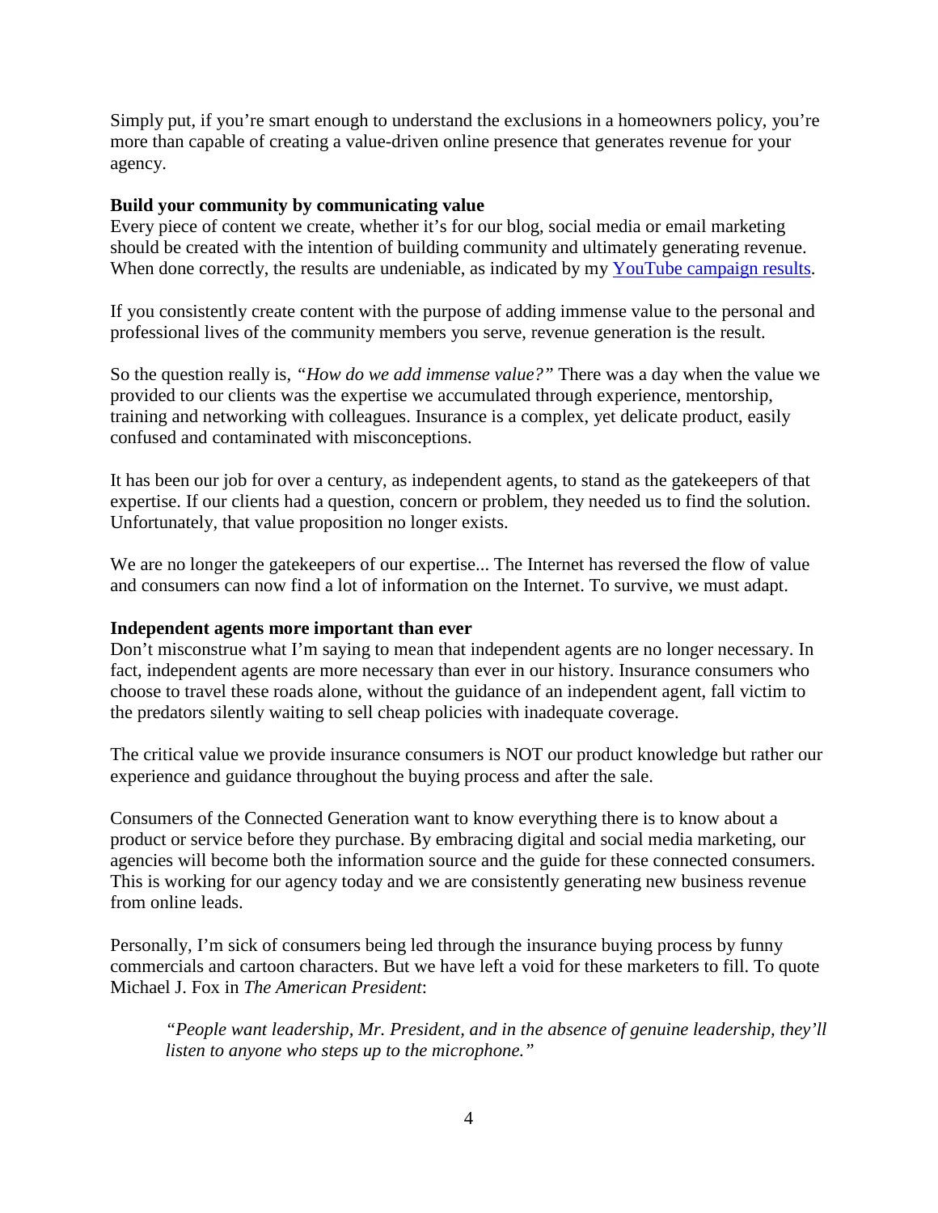Simply put, if you're smart enough to understand the exclusions in a homeowners policy, you're more than capable of creating a value-driven online presence that generates revenue for your agency.

**Build your community by communicating value**

Every piece of content we create, whether it's for our blog, social media or email marketing should be created with the intention of building community and ultimately generating revenue. When done correctly, the results are undeniable, as indicated by my [YouTube campaign results](#).

If you consistently create content with the purpose of adding immense value to the personal and professional lives of the community members you serve, revenue generation is the result.

So the question really is, *"How do we add immense value?"* There was a day when the value we provided to our clients was the expertise we accumulated through experience, mentorship, training and networking with colleagues. Insurance is a complex, yet delicate product, easily confused and contaminated with misconceptions.

It has been our job for over a century, as independent agents, to stand as the gatekeepers of that expertise. If our clients had a question, concern or problem, they needed us to find the solution. Unfortunately, that value proposition no longer exists.

We are no longer the gatekeepers of our expertise... The Internet has reversed the flow of value and consumers can now find a lot of information on the Internet. To survive, we must adapt.

**Independent agents more important than ever**

Don't misconstrue what I'm saying to mean that independent agents are no longer necessary. In fact, independent agents are more necessary than ever in our history. Insurance consumers who choose to travel these roads alone, without the guidance of an independent agent, fall victim to the predators silently waiting to sell cheap policies with inadequate coverage.

The critical value we provide insurance consumers is NOT our product knowledge but rather our experience and guidance throughout the buying process and after the sale.

Consumers of the Connected Generation want to know everything there is to know about a product or service before they purchase. By embracing digital and social media marketing, our agencies will become both the information source and the guide for these connected consumers. This is working for our agency today and we are consistently generating new business revenue from online leads.

Personally, I'm sick of consumers being led through the insurance buying process by funny commercials and cartoon characters. But we have left a void for these marketers to fill. To quote Michael J. Fox in *The American President*:

> *"People want leadership, Mr. President, and in the absence of genuine leadership, they'll listen to anyone who steps up to the microphone."*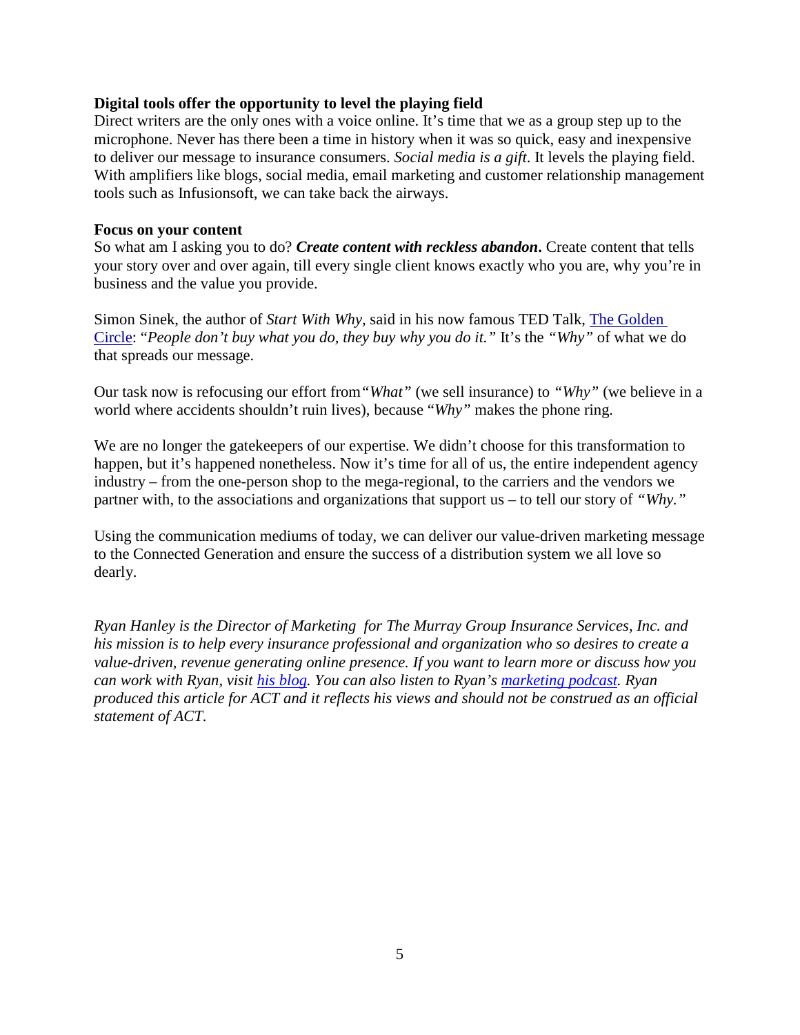**Digital tools offer the opportunity to level the playing field**

Direct writers are the only ones with a voice online. It's time that we as a group step up to the microphone. Never has there been a time in history when it was so quick, easy and inexpensive to deliver our message to insurance consumers. *Social media is a gift*. It levels the playing field. With amplifiers like blogs, social media, email marketing and customer relationship management tools such as Infusionsoft, we can take back the airways.

**Focus on your content**

So what am I asking you to do? ***Create content with reckless abandon*.** Create content that tells your story over and over again, till every single client knows exactly who you are, why you're in business and the value you provide.

Simon Sinek, the author of *Start With Why,* said in his now famous TED Talk, [The Golden Circle](): "*People don't buy what you do, they buy why you do it."* It's the *"Why"* of what we do that spreads our message.

Our task now is refocusing our effort from *"What"* (we sell insurance) to *"Why"* (we believe in a world where accidents shouldn't ruin lives), because "*Why"* makes the phone ring.

We are no longer the gatekeepers of our expertise. We didn't choose for this transformation to happen, but it's happened nonetheless. Now it's time for all of us, the entire independent agency industry – from the one-person shop to the mega-regional, to the carriers and the vendors we partner with, to the associations and organizations that support us – to tell our story of *"Why."*

Using the communication mediums of today, we can deliver our value-driven marketing message to the Connected Generation and ensure the success of a distribution system we all love so dearly.

*Ryan Hanley is the Director of Marketing for The Murray Group Insurance Services, Inc. and his mission is to help every insurance professional and organization who so desires to create a value-driven, revenue generating online presence. If you want to learn more or discuss how you can work with Ryan, visit [his blog](). You can also listen to Ryan's [marketing podcast](). Ryan produced this article for ACT and it reflects his views and should not be construed as an official statement of ACT.*